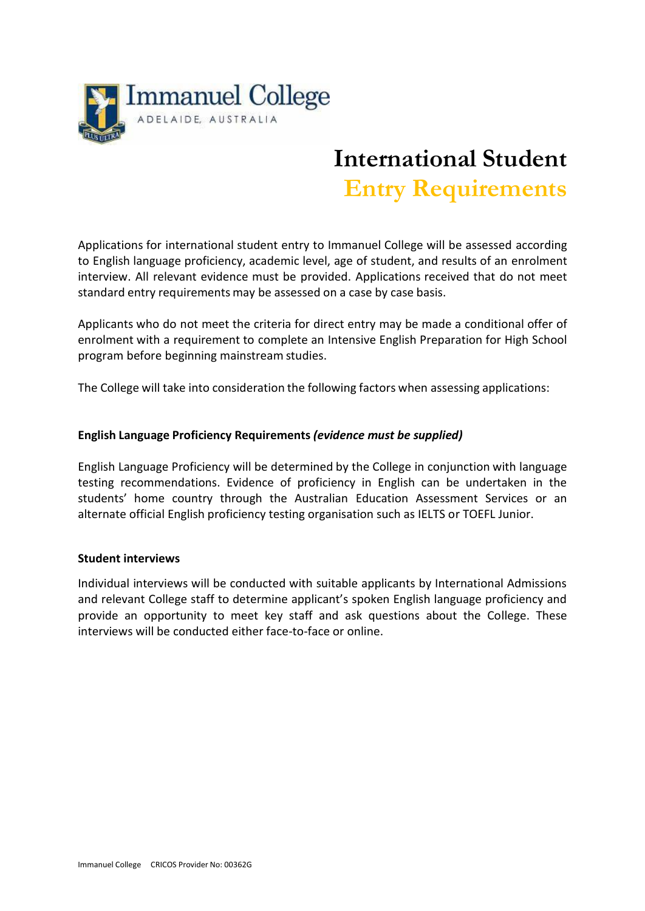Immanuel College

ADELAIDE, AUSTRALIA

# International Student Entry Requirements

Applications for international student entry to Immanuel College will be assessed according to English language proficiency, academic level, age of student, and results of an enrolment interview. All relevant evidence must be provided. Applications received that do not meet standard entry requirements may be assessed on a case by case basis.

Applicants who do not meet the criteria for direct entry may be made a conditional offer of enrolment with a requirement to complete an Intensive English Preparation for High School program before beginning mainstream studies.

The College will take into consideration the following factors when assessing applications:

### English Language Proficiency Requirements *(evidence must be supplied)*

English Language Proficiency will be determined by the College in conjunction with language testing recommendations. Evidence of proficiency in English can be undertaken in the students' home country through the Australian Education Assessment Services or an alternate official English proficiency testing organisation such as IELTS or TOEFL Junior.

### Student interviews

Individual interviews will be conducted with suitable applicants by International Admissions and relevant College staff to determine applicant's spoken English language proficiency and provide an opportunity to meet key staff and ask questions about the College. These interviews will be conducted either face-to-face or online.

Immanuel College CRICOS Provider No: 00362G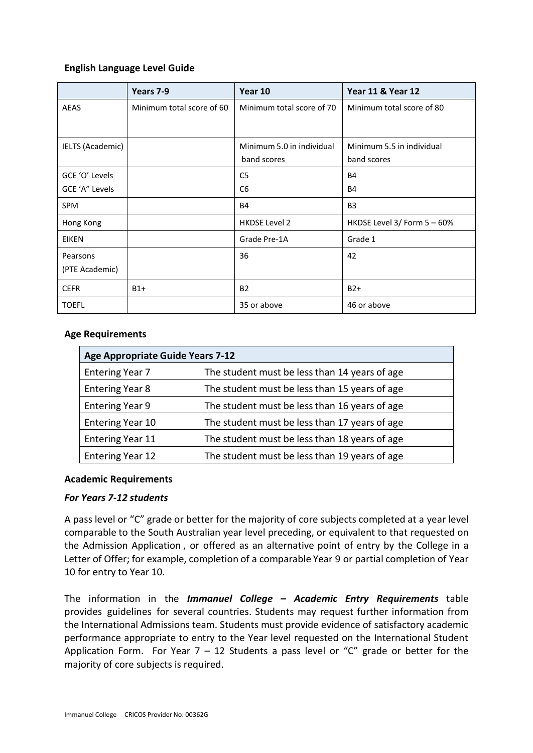### English Language Level Guide

| | Years 7-9 | Year 10 | Year 11 & Year 12 |
|---|---|---|---|
| AEAS | Minimum total score of 60 | Minimum total score of 70 | Minimum total score of 80 |
| IELTS (Academic) | | Minimum 5.0 in individual band scores | Minimum 5.5 in individual band scores |
| GCE 'O' Levels<br>GCE 'A" Levels | | C5<br>C6 | B4<br>B4 |
| SPM | | B4 | B3 |
| Hong Kong | | HKDSE Level 2 | HKDSE Level 3/ Form 5 – 60% |
| EIKEN | | Grade Pre-1A | Grade 1 |
| Pearsons (PTE Academic) | | 36 | 42 |
| CEFR | B1+ | B2 | B2+ |
| TOEFL | | 35 or above | 46 or above |

### Age Requirements

| Age Appropriate Guide Years 7-12 | |
|---|---|
| Entering Year 7 | The student must be less than 14 years of age |
| Entering Year 8 | The student must be less than 15 years of age |
| Entering Year 9 | The student must be less than 16 years of age |
| Entering Year 10 | The student must be less than 17 years of age |
| Entering Year 11 | The student must be less than 18 years of age |
| Entering Year 12 | The student must be less than 19 years of age |

### Academic Requirements

***For Years 7-12 students***

A pass level or "C" grade or better for the majority of core subjects completed at a year level comparable to the South Australian year level preceding, or equivalent to that requested on the Admission Application , or offered as an alternative point of entry by the College in a Letter of Offer; for example, completion of a comparable Year 9 or partial completion of Year 10 for entry to Year 10.

The information in the ***Immanuel College – Academic Entry Requirements*** table provides guidelines for several countries. Students may request further information from the International Admissions team. Students must provide evidence of satisfactory academic performance appropriate to entry to the Year level requested on the International Student Application Form. For Year 7 – 12 Students a pass level or "C" grade or better for the majority of core subjects is required.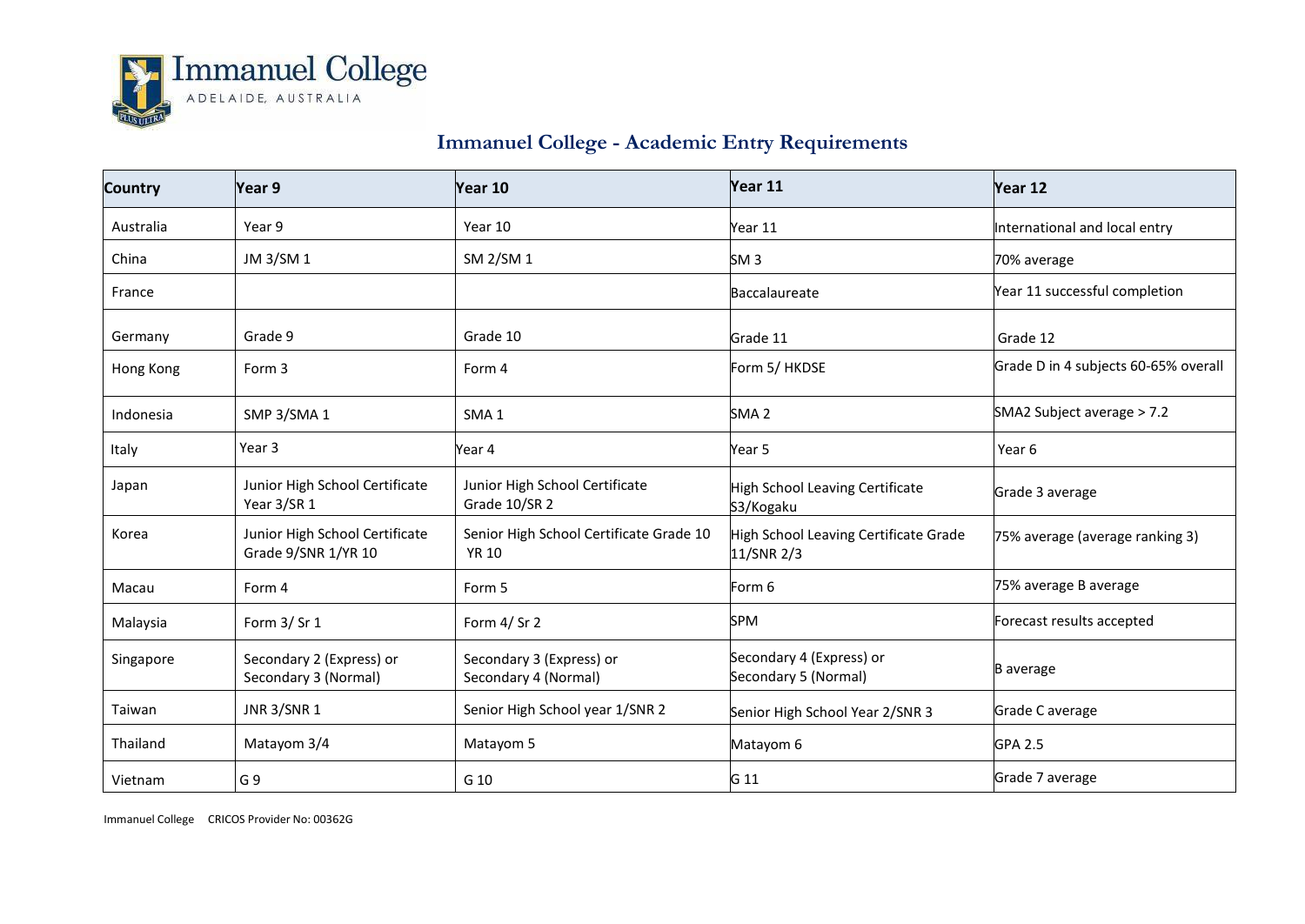Immanuel College
ADELAIDE, AUSTRALIA

# Immanuel College - Academic Entry Requirements

| Country | Year 9 | Year 10 | Year 11 | Year 12 |
|---|---|---|---|---|
| Australia | Year 9 | Year 10 | Year 11 | International and local entry |
| China | JM 3/SM 1 | SM 2/SM 1 | SM 3 | 70% average |
| France | | | Baccalaureate | Year 11 successful completion |
| Germany | Grade 9 | Grade 10 | Grade 11 | Grade 12 |
| Hong Kong | Form 3 | Form 4 | Form 5/ HKDSE | Grade D in 4 subjects 60-65% overall |
| Indonesia | SMP 3/SMA 1 | SMA 1 | SMA 2 | SMA2 Subject average > 7.2 |
| Italy | Year 3 | Year 4 | Year 5 | Year 6 |
| Japan | Junior High School Certificate Year 3/SR 1 | Junior High School Certificate Grade 10/SR 2 | High School Leaving Certificate S3/Kogaku | Grade 3 average |
| Korea | Junior High School Certificate Grade 9/SNR 1/YR 10 | Senior High School Certificate Grade 10 YR 10 | High School Leaving Certificate Grade 11/SNR 2/3 | 75% average (average ranking 3) |
| Macau | Form 4 | Form 5 | Form 6 | 75% average B average |
| Malaysia | Form 3/ Sr 1 | Form 4/ Sr 2 | SPM | Forecast results accepted |
| Singapore | Secondary 2 (Express) or Secondary 3 (Normal) | Secondary 3 (Express) or Secondary 4 (Normal) | Secondary 4 (Express) or Secondary 5 (Normal) | B average |
| Taiwan | JNR 3/SNR 1 | Senior High School year 1/SNR 2 | Senior High School Year 2/SNR 3 | Grade C average |
| Thailand | Matayom 3/4 | Matayom 5 | Matayom 6 | GPA 2.5 |
| Vietnam | G 9 | G 10 | G 11 | Grade 7 average |

Immanuel College CRICOS Provider No: 00362G